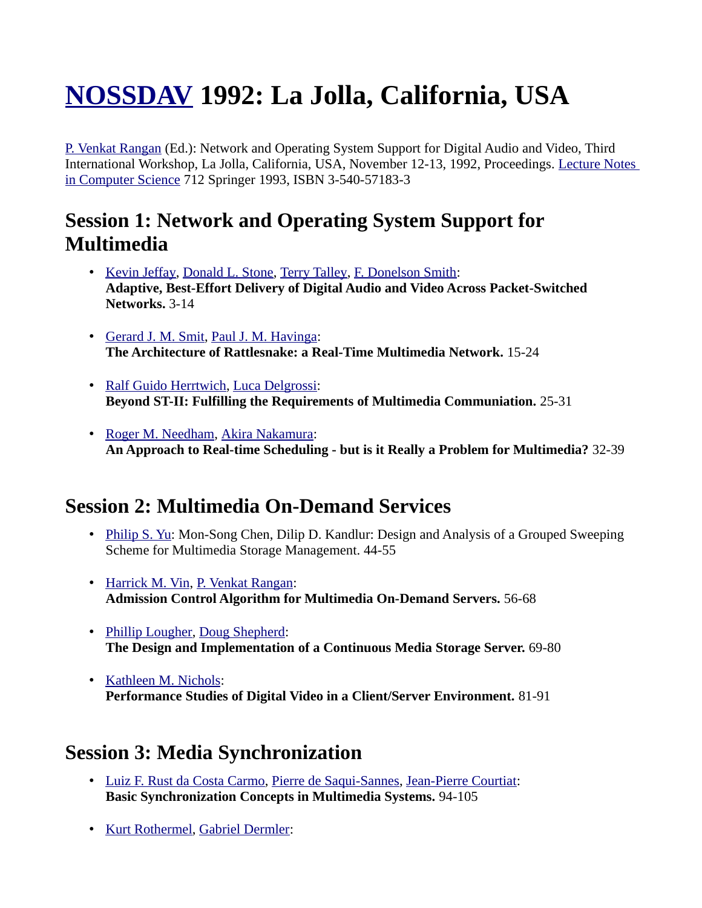# NOSSDAV 1992: La Jolla, California, USA

P. Venkat Rangan (Ed.): Network and Operating System Support for Digital Audio and Video, Third International Workshop, La Jolla, California, USA, November 12-13, 1992, Proceedings. Lecture Notes in Computer Science 712 Springer 1993, ISBN 3-540-57183-3

## Session 1: Network and Operating System Support for Multimedia

- Kevin Jeffay, Donald L. Stone, Terry Talley, F. Donelson Smith:
  **Adaptive, Best-Effort Delivery of Digital Audio and Video Across Packet-Switched Networks.** 3-14

- Gerard J. M. Smit, Paul J. M. Havinga:
  **The Architecture of Rattlesnake: a Real-Time Multimedia Network.** 15-24

- Ralf Guido Herrtwich, Luca Delgrossi:
  **Beyond ST-II: Fulfilling the Requirements of Multimedia Communiation.** 25-31

- Roger M. Needham, Akira Nakamura:
  **An Approach to Real-time Scheduling - but is it Really a Problem for Multimedia?** 32-39

## Session 2: Multimedia On-Demand Services

- Philip S. Yu: Mon-Song Chen, Dilip D. Kandlur: Design and Analysis of a Grouped Sweeping Scheme for Multimedia Storage Management. 44-55

- Harrick M. Vin, P. Venkat Rangan:
  **Admission Control Algorithm for Multimedia On-Demand Servers.** 56-68

- Phillip Lougher, Doug Shepherd:
  **The Design and Implementation of a Continuous Media Storage Server.** 69-80

- Kathleen M. Nichols:
  **Performance Studies of Digital Video in a Client/Server Environment.** 81-91

## Session 3: Media Synchronization

- Luiz F. Rust da Costa Carmo, Pierre de Saqui-Sannes, Jean-Pierre Courtiat:
  **Basic Synchronization Concepts in Multimedia Systems.** 94-105

- Kurt Rothermel, Gabriel Dermler: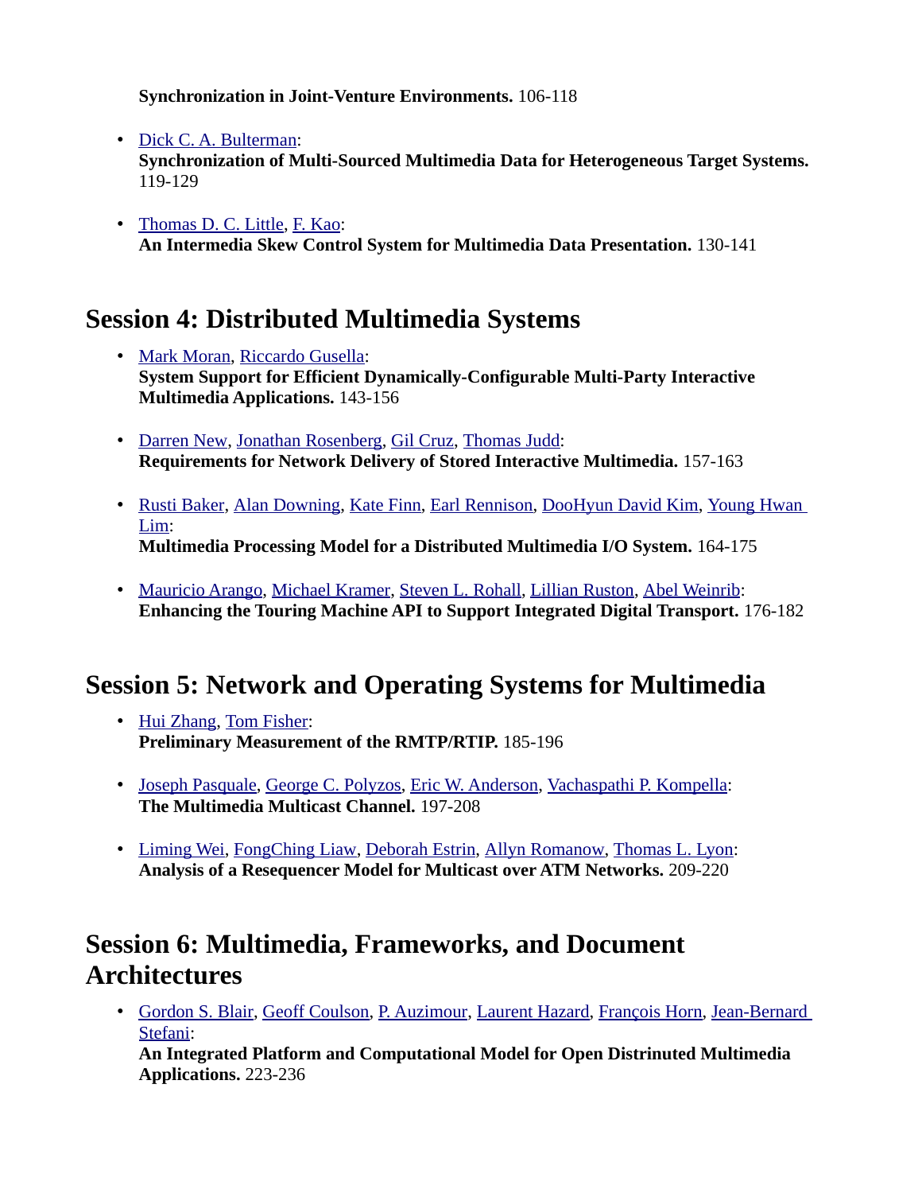**Synchronization in Joint-Venture Environments.** 106-118

- [Dick C. A. Bulterman](): 
  **Synchronization of Multi-Sourced Multimedia Data for Heterogeneous Target Systems.** 119-129

- [Thomas D. C. Little](), [F. Kao](): 
  **An Intermedia Skew Control System for Multimedia Data Presentation.** 130-141

## Session 4: Distributed Multimedia Systems

- [Mark Moran](), [Riccardo Gusella](): 
  **System Support for Efficient Dynamically-Configurable Multi-Party Interactive Multimedia Applications.** 143-156

- [Darren New](), [Jonathan Rosenberg](), [Gil Cruz](), [Thomas Judd](): 
  **Requirements for Network Delivery of Stored Interactive Multimedia.** 157-163

- [Rusti Baker](), [Alan Downing](), [Kate Finn](), [Earl Rennison](), [DooHyun David Kim](), [Young Hwan Lim](): 
  **Multimedia Processing Model for a Distributed Multimedia I/O System.** 164-175

- [Mauricio Arango](), [Michael Kramer](), [Steven L. Rohall](), [Lillian Ruston](), [Abel Weinrib](): 
  **Enhancing the Touring Machine API to Support Integrated Digital Transport.** 176-182

## Session 5: Network and Operating Systems for Multimedia

- [Hui Zhang](), [Tom Fisher](): 
  **Preliminary Measurement of the RMTP/RTIP.** 185-196

- [Joseph Pasquale](), [George C. Polyzos](), [Eric W. Anderson](), [Vachaspathi P. Kompella](): 
  **The Multimedia Multicast Channel.** 197-208

- [Liming Wei](), [FongChing Liaw](), [Deborah Estrin](), [Allyn Romanow](), [Thomas L. Lyon](): 
  **Analysis of a Resequencer Model for Multicast over ATM Networks.** 209-220

## Session 6: Multimedia, Frameworks, and Document Architectures

- [Gordon S. Blair](), [Geoff Coulson](), [P. Auzimour](), [Laurent Hazard](), [François Horn](), [Jean-Bernard Stefani](): 
  **An Integrated Platform and Computational Model for Open Distrinuted Multimedia Applications.** 223-236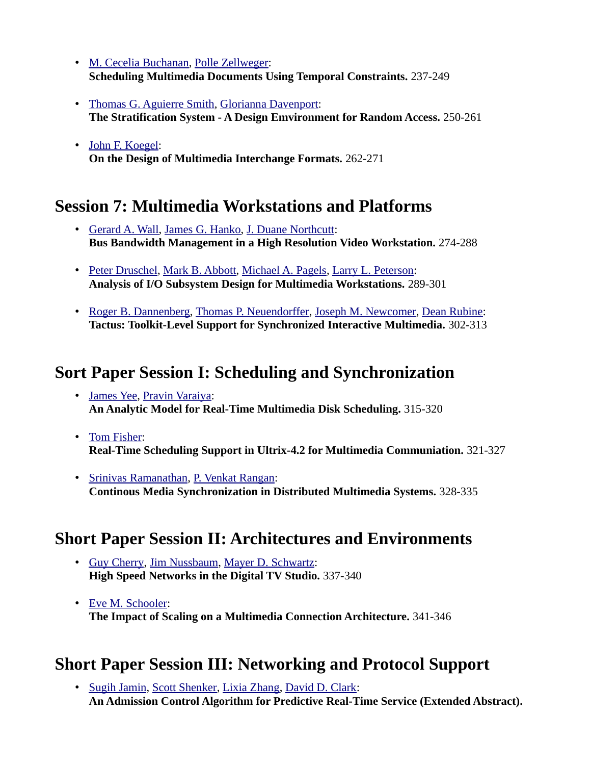- M. Cecelia Buchanan, Polle Zellweger:
  **Scheduling Multimedia Documents Using Temporal Constraints.** 237-249

- Thomas G. Aguierre Smith, Glorianna Davenport:
  **The Stratification System - A Design Emvironment for Random Access.** 250-261

- John F. Koegel:
  **On the Design of Multimedia Interchange Formats.** 262-271

## Session 7: Multimedia Workstations and Platforms

- Gerard A. Wall, James G. Hanko, J. Duane Northcutt:
  **Bus Bandwidth Management in a High Resolution Video Workstation.** 274-288

- Peter Druschel, Mark B. Abbott, Michael A. Pagels, Larry L. Peterson:
  **Analysis of I/O Subsystem Design for Multimedia Workstations.** 289-301

- Roger B. Dannenberg, Thomas P. Neuendorffer, Joseph M. Newcomer, Dean Rubine:
  **Tactus: Toolkit-Level Support for Synchronized Interactive Multimedia.** 302-313

## Sort Paper Session I: Scheduling and Synchronization

- James Yee, Pravin Varaiya:
  **An Analytic Model for Real-Time Multimedia Disk Scheduling.** 315-320

- Tom Fisher:
  **Real-Time Scheduling Support in Ultrix-4.2 for Multimedia Communiation.** 321-327

- Srinivas Ramanathan, P. Venkat Rangan:
  **Continous Media Synchronization in Distributed Multimedia Systems.** 328-335

## Short Paper Session II: Architectures and Environments

- Guy Cherry, Jim Nussbaum, Mayer D. Schwartz:
  **High Speed Networks in the Digital TV Studio.** 337-340

- Eve M. Schooler:
  **The Impact of Scaling on a Multimedia Connection Architecture.** 341-346

## Short Paper Session III: Networking and Protocol Support

- Sugih Jamin, Scott Shenker, Lixia Zhang, David D. Clark:
  **An Admission Control Algorithm for Predictive Real-Time Service (Extended Abstract).**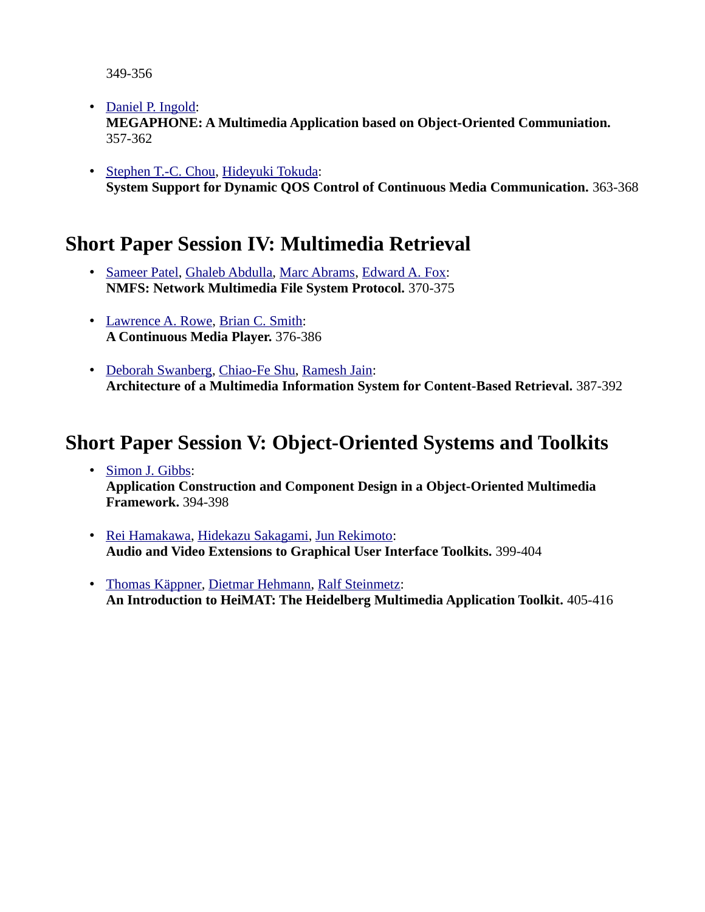349-356

- Daniel P. Ingold:
**MEGAPHONE: A Multimedia Application based on Object-Oriented Communiation.** 357-362

- Stephen T.-C. Chou, Hideyuki Tokuda:
**System Support for Dynamic QOS Control of Continuous Media Communication.** 363-368

## Short Paper Session IV: Multimedia Retrieval

- Sameer Patel, Ghaleb Abdulla, Marc Abrams, Edward A. Fox:
**NMFS: Network Multimedia File System Protocol.** 370-375

- Lawrence A. Rowe, Brian C. Smith:
**A Continuous Media Player.** 376-386

- Deborah Swanberg, Chiao-Fe Shu, Ramesh Jain:
**Architecture of a Multimedia Information System for Content-Based Retrieval.** 387-392

## Short Paper Session V: Object-Oriented Systems and Toolkits

- Simon J. Gibbs:
**Application Construction and Component Design in a Object-Oriented Multimedia Framework.** 394-398

- Rei Hamakawa, Hidekazu Sakagami, Jun Rekimoto:
**Audio and Video Extensions to Graphical User Interface Toolkits.** 399-404

- Thomas Käppner, Dietmar Hehmann, Ralf Steinmetz:
**An Introduction to HeiMAT: The Heidelberg Multimedia Application Toolkit.** 405-416